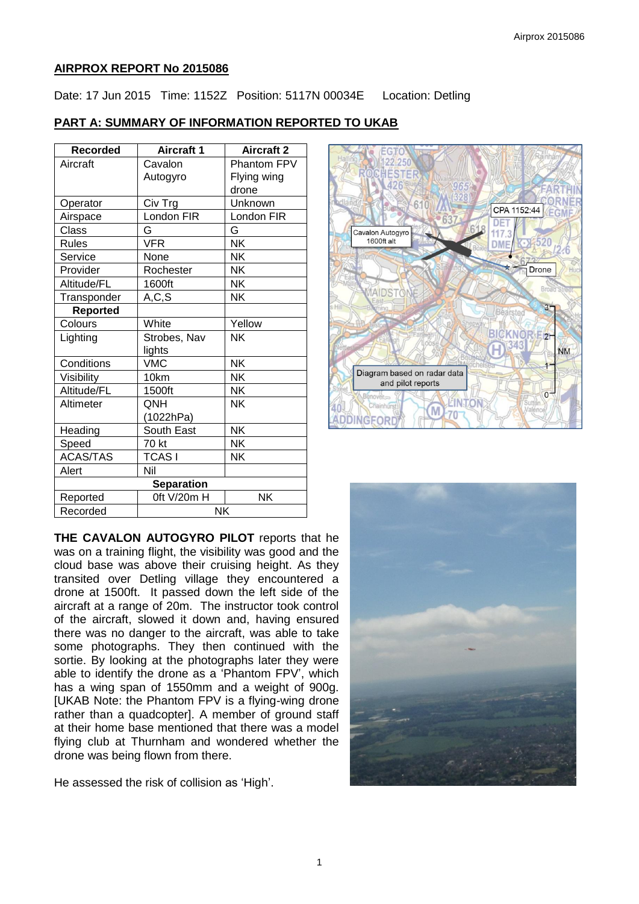## AIRPROX REPORT No 2015086

Date: 17 Jun 2015 Time: 1152Z Position: 5117N 00034E Location: Detling

## PART A: SUMMARY OF INFORMATION REPORTED TO UKAB

| Recorded | Aircraft 1 | Aircraft 2 |
|---|---|---|
| Aircraft | Cavalon Autogyro | Phantom FPV Flying wing drone |
| Operator | Civ Trg | Unknown |
| Airspace | London FIR | London FIR |
| Class | G | G |
| Rules | VFR | NK |
| Service | None | NK |
| Provider | Rochester | NK |
| Altitude/FL | 1600ft | NK |
| Transponder | A,C,S | NK |
| **Reported** | | |
| Colours | White | Yellow |
| Lighting | Strobes, Nav lights | NK |
| Conditions | VMC | NK |
| Visibility | 10km | NK |
| Altitude/FL | 1500ft | NK |
| Altimeter | QNH (1022hPa) | NK |
| Heading | South East | NK |
| Speed | 70 kt | NK |
| ACAS/TAS | TCAS I | NK |
| Alert | Nil | |
| **Separation** | | |
| Reported | 0ft V/20m H | NK |
| Recorded | NK | |

Diagram based on radar data and pilot reports

**THE CAVALON AUTOGYRO PILOT** reports that he was on a training flight, the visibility was good and the cloud base was above their cruising height. As they transited over Detling village they encountered a drone at 1500ft. It passed down the left side of the aircraft at a range of 20m. The instructor took control of the aircraft, slowed it down and, having ensured there was no danger to the aircraft, was able to take some photographs. They then continued with the sortie. By looking at the photographs later they were able to identify the drone as a 'Phantom FPV', which has a wing span of 1550mm and a weight of 900g. [UKAB Note: the Phantom FPV is a flying-wing drone rather than a quadcopter]. A member of ground staff at their home base mentioned that there was a model flying club at Thurnham and wondered whether the drone was being flown from there.

He assessed the risk of collision as 'High'.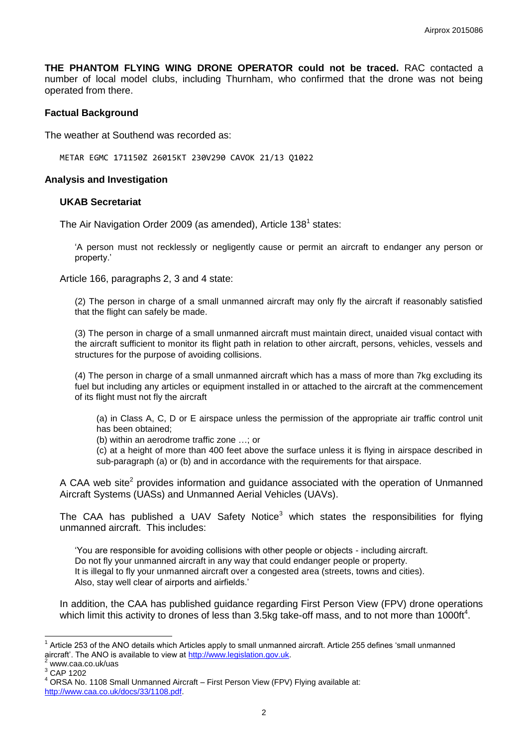**THE PHANTOM FLYING WING DRONE OPERATOR could not be traced.** RAC contacted a number of local model clubs, including Thurnham, who confirmed that the drone was not being operated from there.

### Factual Background

The weather at Southend was recorded as:

```
METAR EGMC 171150Z 26015KT 230V290 CAVOK 21/13 Q1022
```

### Analysis and Investigation

#### UKAB Secretariat

The Air Navigation Order 2009 (as amended), Article 138[1] states:

> 'A person must not recklessly or negligently cause or permit an aircraft to endanger any person or property.'

Article 166, paragraphs 2, 3 and 4 state:

> (2) The person in charge of a small unmanned aircraft may only fly the aircraft if reasonably satisfied that the flight can safely be made.
>
> (3) The person in charge of a small unmanned aircraft must maintain direct, unaided visual contact with the aircraft sufficient to monitor its flight path in relation to other aircraft, persons, vehicles, vessels and structures for the purpose of avoiding collisions.
>
> (4) The person in charge of a small unmanned aircraft which has a mass of more than 7kg excluding its fuel but including any articles or equipment installed in or attached to the aircraft at the commencement of its flight must not fly the aircraft
>
> (a) in Class A, C, D or E airspace unless the permission of the appropriate air traffic control unit has been obtained;
>
> (b) within an aerodrome traffic zone …; or
>
> (c) at a height of more than 400 feet above the surface unless it is flying in airspace described in sub-paragraph (a) or (b) and in accordance with the requirements for that airspace.

A CAA web site[2] provides information and guidance associated with the operation of Unmanned Aircraft Systems (UASs) and Unmanned Aerial Vehicles (UAVs).

The CAA has published a UAV Safety Notice[3] which states the responsibilities for flying unmanned aircraft. This includes:

> 'You are responsible for avoiding collisions with other people or objects - including aircraft.
> Do not fly your unmanned aircraft in any way that could endanger people or property.
> It is illegal to fly your unmanned aircraft over a congested area (streets, towns and cities).
> Also, stay well clear of airports and airfields.'

In addition, the CAA has published guidance regarding First Person View (FPV) drone operations which limit this activity to drones of less than 3.5kg take-off mass, and to not more than 1000ft[4].

---

[1] Article 253 of the ANO details which Articles apply to small unmanned aircraft. Article 255 defines 'small unmanned aircraft'. The ANO is available to view at http://www.legislation.gov.uk.

[2] www.caa.co.uk/uas

[3] CAP 1202

[4] ORSA No. 1108 Small Unmanned Aircraft – First Person View (FPV) Flying available at: http://www.caa.co.uk/docs/33/1108.pdf.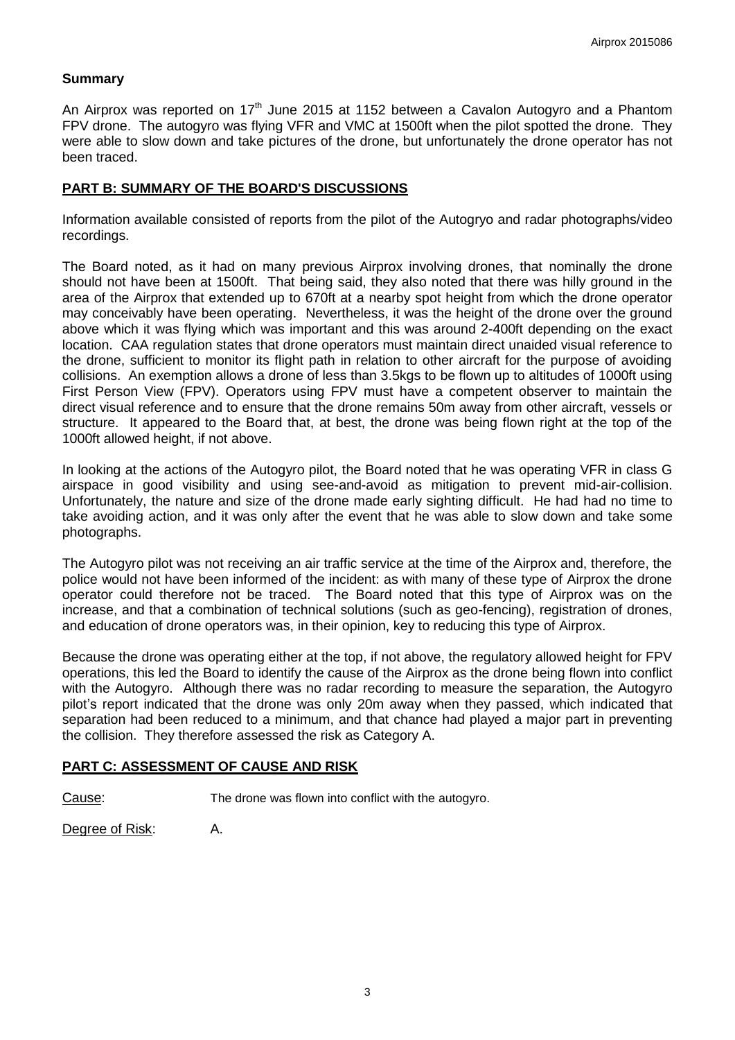## Summary

An Airprox was reported on 17th June 2015 at 1152 between a Cavalon Autogyro and a Phantom FPV drone. The autogyro was flying VFR and VMC at 1500ft when the pilot spotted the drone. They were able to slow down and take pictures of the drone, but unfortunately the drone operator has not been traced.

## PART B: SUMMARY OF THE BOARD'S DISCUSSIONS

Information available consisted of reports from the pilot of the Autogryo and radar photographs/video recordings.

The Board noted, as it had on many previous Airprox involving drones, that nominally the drone should not have been at 1500ft. That being said, they also noted that there was hilly ground in the area of the Airprox that extended up to 670ft at a nearby spot height from which the drone operator may conceivably have been operating. Nevertheless, it was the height of the drone over the ground above which it was flying which was important and this was around 2-400ft depending on the exact location. CAA regulation states that drone operators must maintain direct unaided visual reference to the drone, sufficient to monitor its flight path in relation to other aircraft for the purpose of avoiding collisions. An exemption allows a drone of less than 3.5kgs to be flown up to altitudes of 1000ft using First Person View (FPV). Operators using FPV must have a competent observer to maintain the direct visual reference and to ensure that the drone remains 50m away from other aircraft, vessels or structure. It appeared to the Board that, at best, the drone was being flown right at the top of the 1000ft allowed height, if not above.

In looking at the actions of the Autogyro pilot, the Board noted that he was operating VFR in class G airspace in good visibility and using see-and-avoid as mitigation to prevent mid-air-collision. Unfortunately, the nature and size of the drone made early sighting difficult. He had had no time to take avoiding action, and it was only after the event that he was able to slow down and take some photographs.

The Autogyro pilot was not receiving an air traffic service at the time of the Airprox and, therefore, the police would not have been informed of the incident: as with many of these type of Airprox the drone operator could therefore not be traced. The Board noted that this type of Airprox was on the increase, and that a combination of technical solutions (such as geo-fencing), registration of drones, and education of drone operators was, in their opinion, key to reducing this type of Airprox.

Because the drone was operating either at the top, if not above, the regulatory allowed height for FPV operations, this led the Board to identify the cause of the Airprox as the drone being flown into conflict with the Autogyro. Although there was no radar recording to measure the separation, the Autogyro pilot's report indicated that the drone was only 20m away when they passed, which indicated that separation had been reduced to a minimum, and that chance had played a major part in preventing the collision. They therefore assessed the risk as Category A.

## PART C: ASSESSMENT OF CAUSE AND RISK

Cause: The drone was flown into conflict with the autogyro.

Degree of Risk: A.